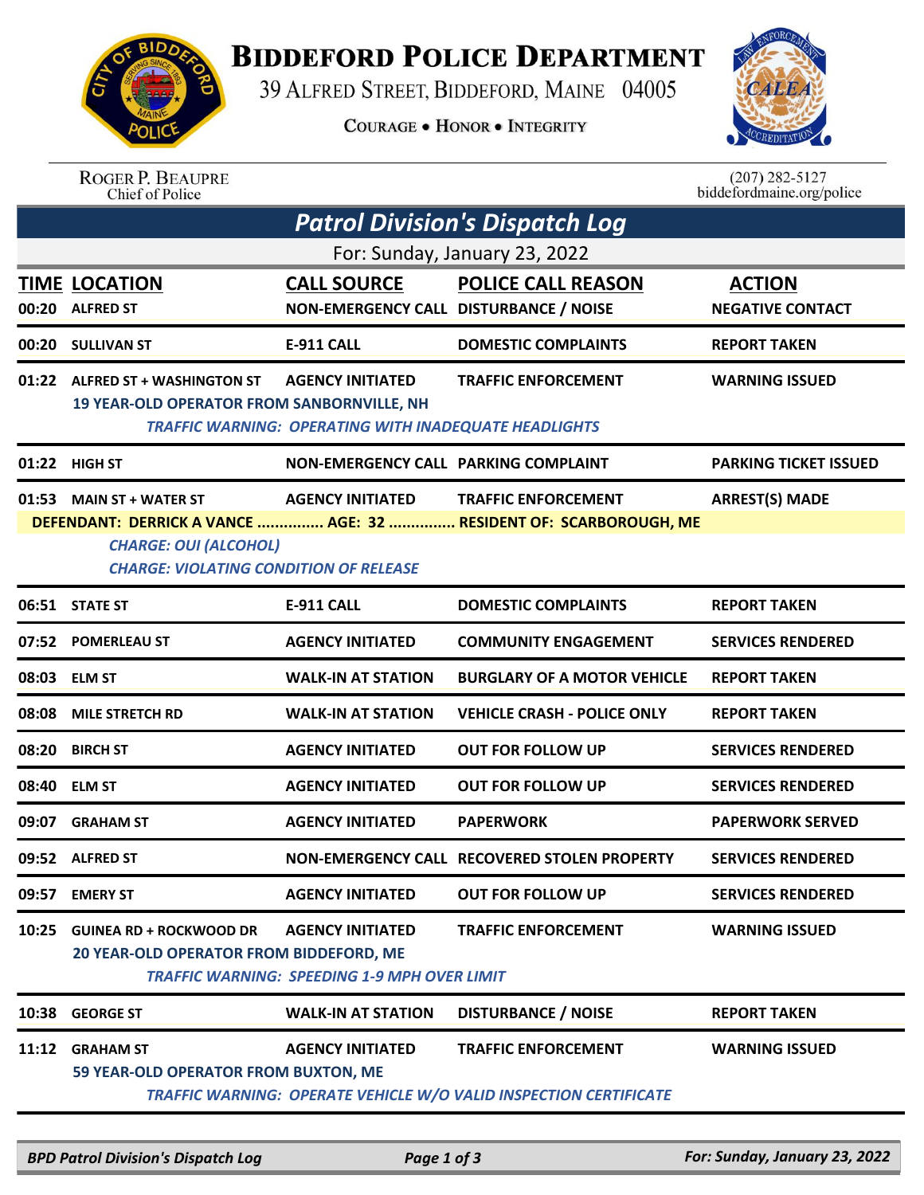# BIDDEFORD POLICE DEPARTMENT

39 ALFRED STREET, BIDDEFORD, MAINE 04005

COURAGE • HONOR • INTEGRITY

ROGER P. BEAUPRE
Chief of Police

(207) 282-5127
biddefordmaine.org/police

## *Patrol Division's Dispatch Log*

For: Sunday, January 23, 2022

| TIME | LOCATION | CALL SOURCE | POLICE CALL REASON | ACTION |
|---|---|---|---|---|
| 00:20 | ALFRED ST | NON-EMERGENCY CALL | DISTURBANCE / NOISE | NEGATIVE CONTACT |
| 00:20 | SULLIVAN ST | E-911 CALL | DOMESTIC COMPLAINTS | REPORT TAKEN |
| 01:22 | ALFRED ST + WASHINGTON ST | AGENCY INITIATED | TRAFFIC ENFORCEMENT | WARNING ISSUED |
| | 19 YEAR-OLD OPERATOR FROM SANBORNVILLE, NH *TRAFFIC WARNING: OPERATING WITH INADEQUATE HEADLIGHTS* | | | |
| 01:22 | HIGH ST | NON-EMERGENCY CALL | PARKING COMPLAINT | PARKING TICKET ISSUED |
| 01:53 | MAIN ST + WATER ST | AGENCY INITIATED | TRAFFIC ENFORCEMENT | ARREST(S) MADE |
| | DEFENDANT: DERRICK A VANCE ............... AGE: 32 ............... RESIDENT OF: SCARBOROUGH, ME *CHARGE: OUI (ALCOHOL)* *CHARGE: VIOLATING CONDITION OF RELEASE* | | | |
| 06:51 | STATE ST | E-911 CALL | DOMESTIC COMPLAINTS | REPORT TAKEN |
| 07:52 | POMERLEAU ST | AGENCY INITIATED | COMMUNITY ENGAGEMENT | SERVICES RENDERED |
| 08:03 | ELM ST | WALK-IN AT STATION | BURGLARY OF A MOTOR VEHICLE | REPORT TAKEN |
| 08:08 | MILE STRETCH RD | WALK-IN AT STATION | VEHICLE CRASH - POLICE ONLY | REPORT TAKEN |
| 08:20 | BIRCH ST | AGENCY INITIATED | OUT FOR FOLLOW UP | SERVICES RENDERED |
| 08:40 | ELM ST | AGENCY INITIATED | OUT FOR FOLLOW UP | SERVICES RENDERED |
| 09:07 | GRAHAM ST | AGENCY INITIATED | PAPERWORK | PAPERWORK SERVED |
| 09:52 | ALFRED ST | NON-EMERGENCY CALL | RECOVERED STOLEN PROPERTY | SERVICES RENDERED |
| 09:57 | EMERY ST | AGENCY INITIATED | OUT FOR FOLLOW UP | SERVICES RENDERED |
| 10:25 | GUINEA RD + ROCKWOOD DR | AGENCY INITIATED | TRAFFIC ENFORCEMENT | WARNING ISSUED |
| | 20 YEAR-OLD OPERATOR FROM BIDDEFORD, ME *TRAFFIC WARNING: SPEEDING 1-9 MPH OVER LIMIT* | | | |
| 10:38 | GEORGE ST | WALK-IN AT STATION | DISTURBANCE / NOISE | REPORT TAKEN |
| 11:12 | GRAHAM ST | AGENCY INITIATED | TRAFFIC ENFORCEMENT | WARNING ISSUED |
| | 59 YEAR-OLD OPERATOR FROM BUXTON, ME *TRAFFIC WARNING: OPERATE VEHICLE W/O VALID INSPECTION CERTIFICATE* | | | |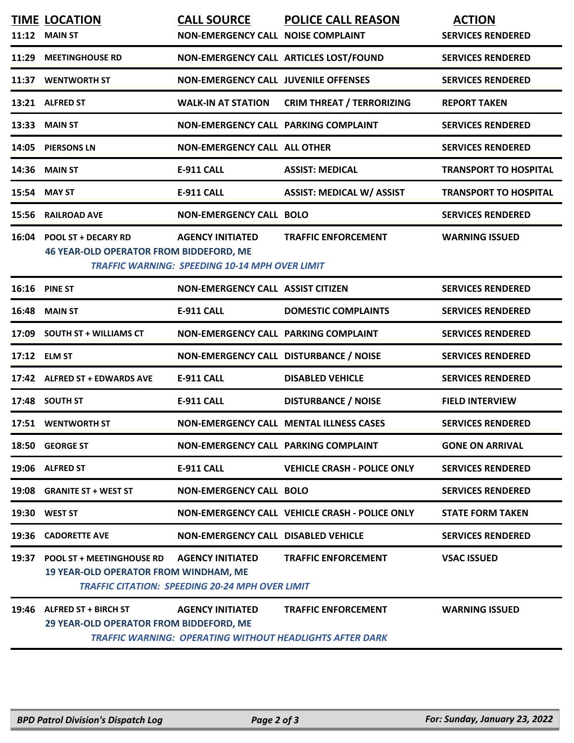| TIME | LOCATION | CALL SOURCE | POLICE CALL REASON | ACTION |
|---|---|---|---|---|
| 11:12 | MAIN ST | NON-EMERGENCY CALL | NOISE COMPLAINT | SERVICES RENDERED |
| 11:29 | MEETINGHOUSE RD | NON-EMERGENCY CALL | ARTICLES LOST/FOUND | SERVICES RENDERED |
| 11:37 | WENTWORTH ST | NON-EMERGENCY CALL | JUVENILE OFFENSES | SERVICES RENDERED |
| 13:21 | ALFRED ST | WALK-IN AT STATION | CRIM THREAT / TERRORIZING | REPORT TAKEN |
| 13:33 | MAIN ST | NON-EMERGENCY CALL | PARKING COMPLAINT | SERVICES RENDERED |
| 14:05 | PIERSONS LN | NON-EMERGENCY CALL | ALL OTHER | SERVICES RENDERED |
| 14:36 | MAIN ST | E-911 CALL | ASSIST: MEDICAL | TRANSPORT TO HOSPITAL |
| 15:54 | MAY ST | E-911 CALL | ASSIST: MEDICAL W/ ASSIST | TRANSPORT TO HOSPITAL |
| 15:56 | RAILROAD AVE | NON-EMERGENCY CALL | BOLO | SERVICES RENDERED |
| 16:04 | POOL ST + DECARY RD<br>46 YEAR-OLD OPERATOR FROM BIDDEFORD, ME<br>*TRAFFIC WARNING: SPEEDING 10-14 MPH OVER LIMIT* | AGENCY INITIATED | TRAFFIC ENFORCEMENT | WARNING ISSUED |
| 16:16 | PINE ST | NON-EMERGENCY CALL | ASSIST CITIZEN | SERVICES RENDERED |
| 16:48 | MAIN ST | E-911 CALL | DOMESTIC COMPLAINTS | SERVICES RENDERED |
| 17:09 | SOUTH ST + WILLIAMS CT | NON-EMERGENCY CALL | PARKING COMPLAINT | SERVICES RENDERED |
| 17:12 | ELM ST | NON-EMERGENCY CALL | DISTURBANCE / NOISE | SERVICES RENDERED |
| 17:42 | ALFRED ST + EDWARDS AVE | E-911 CALL | DISABLED VEHICLE | SERVICES RENDERED |
| 17:48 | SOUTH ST | E-911 CALL | DISTURBANCE / NOISE | FIELD INTERVIEW |
| 17:51 | WENTWORTH ST | NON-EMERGENCY CALL | MENTAL ILLNESS CASES | SERVICES RENDERED |
| 18:50 | GEORGE ST | NON-EMERGENCY CALL | PARKING COMPLAINT | GONE ON ARRIVAL |
| 19:06 | ALFRED ST | E-911 CALL | VEHICLE CRASH - POLICE ONLY | SERVICES RENDERED |
| 19:08 | GRANITE ST + WEST ST | NON-EMERGENCY CALL | BOLO | SERVICES RENDERED |
| 19:30 | WEST ST | NON-EMERGENCY CALL | VEHICLE CRASH - POLICE ONLY | STATE FORM TAKEN |
| 19:36 | CADORETTE AVE | NON-EMERGENCY CALL | DISABLED VEHICLE | SERVICES RENDERED |
| 19:37 | POOL ST + MEETINGHOUSE RD<br>19 YEAR-OLD OPERATOR FROM WINDHAM, ME<br>*TRAFFIC CITATION: SPEEDING 20-24 MPH OVER LIMIT* | AGENCY INITIATED | TRAFFIC ENFORCEMENT | VSAC ISSUED |
| 19:46 | ALFRED ST + BIRCH ST<br>29 YEAR-OLD OPERATOR FROM BIDDEFORD, ME<br>*TRAFFIC WARNING: OPERATING WITHOUT HEADLIGHTS AFTER DARK* | AGENCY INITIATED | TRAFFIC ENFORCEMENT | WARNING ISSUED |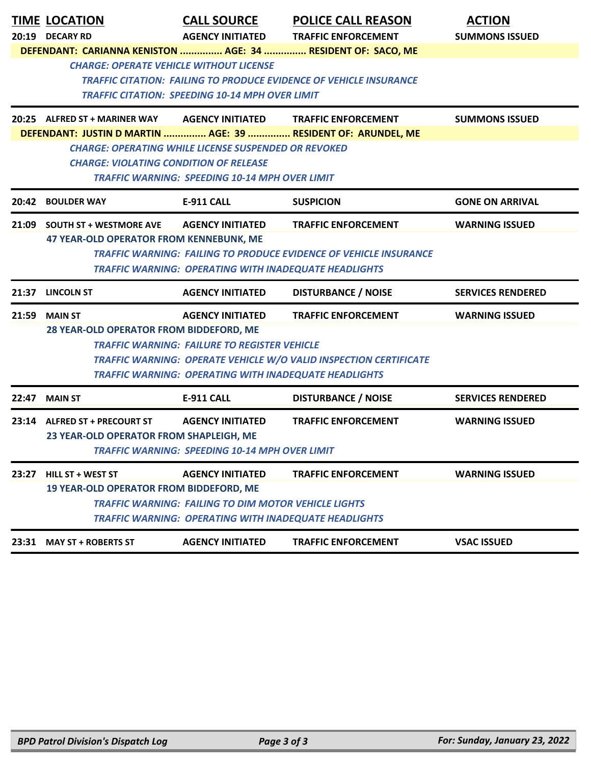| TIME | LOCATION | CALL SOURCE | POLICE CALL REASON | ACTION |
|---|---|---|---|---|
| 20:19 | DECARY RD | AGENCY INITIATED | TRAFFIC ENFORCEMENT | SUMMONS ISSUED |

**DEFENDANT: CARIANNA KENISTON ............... AGE: 34 ............... RESIDENT OF: SACO, ME**

*CHARGE: OPERATE VEHICLE WITHOUT LICENSE*
*TRAFFIC CITATION: FAILING TO PRODUCE EVIDENCE OF VEHICLE INSURANCE*
*TRAFFIC CITATION: SPEEDING 10-14 MPH OVER LIMIT*

| TIME | LOCATION | CALL SOURCE | POLICE CALL REASON | ACTION |
|---|---|---|---|---|
| 20:25 | ALFRED ST + MARINER WAY | AGENCY INITIATED | TRAFFIC ENFORCEMENT | SUMMONS ISSUED |

**DEFENDANT: JUSTIN D MARTIN ............... AGE: 39 ............... RESIDENT OF: ARUNDEL, ME**

*CHARGE: OPERATING WHILE LICENSE SUSPENDED OR REVOKED*
*CHARGE: VIOLATING CONDITION OF RELEASE*
*TRAFFIC WARNING: SPEEDING 10-14 MPH OVER LIMIT*

| TIME | LOCATION | CALL SOURCE | POLICE CALL REASON | ACTION |
|---|---|---|---|---|
| 20:42 | BOULDER WAY | E-911 CALL | SUSPICION | GONE ON ARRIVAL |
| 21:09 | SOUTH ST + WESTMORE AVE | AGENCY INITIATED | TRAFFIC ENFORCEMENT | WARNING ISSUED |

**47 YEAR-OLD OPERATOR FROM KENNEBUNK, ME**

*TRAFFIC WARNING: FAILING TO PRODUCE EVIDENCE OF VEHICLE INSURANCE*
*TRAFFIC WARNING: OPERATING WITH INADEQUATE HEADLIGHTS*

| TIME | LOCATION | CALL SOURCE | POLICE CALL REASON | ACTION |
|---|---|---|---|---|
| 21:37 | LINCOLN ST | AGENCY INITIATED | DISTURBANCE / NOISE | SERVICES RENDERED |
| 21:59 | MAIN ST | AGENCY INITIATED | TRAFFIC ENFORCEMENT | WARNING ISSUED |

**28 YEAR-OLD OPERATOR FROM BIDDEFORD, ME**

*TRAFFIC WARNING: FAILURE TO REGISTER VEHICLE*
*TRAFFIC WARNING: OPERATE VEHICLE W/O VALID INSPECTION CERTIFICATE*
*TRAFFIC WARNING: OPERATING WITH INADEQUATE HEADLIGHTS*

| TIME | LOCATION | CALL SOURCE | POLICE CALL REASON | ACTION |
|---|---|---|---|---|
| 22:47 | MAIN ST | E-911 CALL | DISTURBANCE / NOISE | SERVICES RENDERED |
| 23:14 | ALFRED ST + PRECOURT ST | AGENCY INITIATED | TRAFFIC ENFORCEMENT | WARNING ISSUED |

**23 YEAR-OLD OPERATOR FROM SHAPLEIGH, ME**

*TRAFFIC WARNING: SPEEDING 10-14 MPH OVER LIMIT*

| TIME | LOCATION | CALL SOURCE | POLICE CALL REASON | ACTION |
|---|---|---|---|---|
| 23:27 | HILL ST + WEST ST | AGENCY INITIATED | TRAFFIC ENFORCEMENT | WARNING ISSUED |

**19 YEAR-OLD OPERATOR FROM BIDDEFORD, ME**

*TRAFFIC WARNING: FAILING TO DIM MOTOR VEHICLE LIGHTS*
*TRAFFIC WARNING: OPERATING WITH INADEQUATE HEADLIGHTS*

| TIME | LOCATION | CALL SOURCE | POLICE CALL REASON | ACTION |
|---|---|---|---|---|
| 23:31 | MAY ST + ROBERTS ST | AGENCY INITIATED | TRAFFIC ENFORCEMENT | VSAC ISSUED |